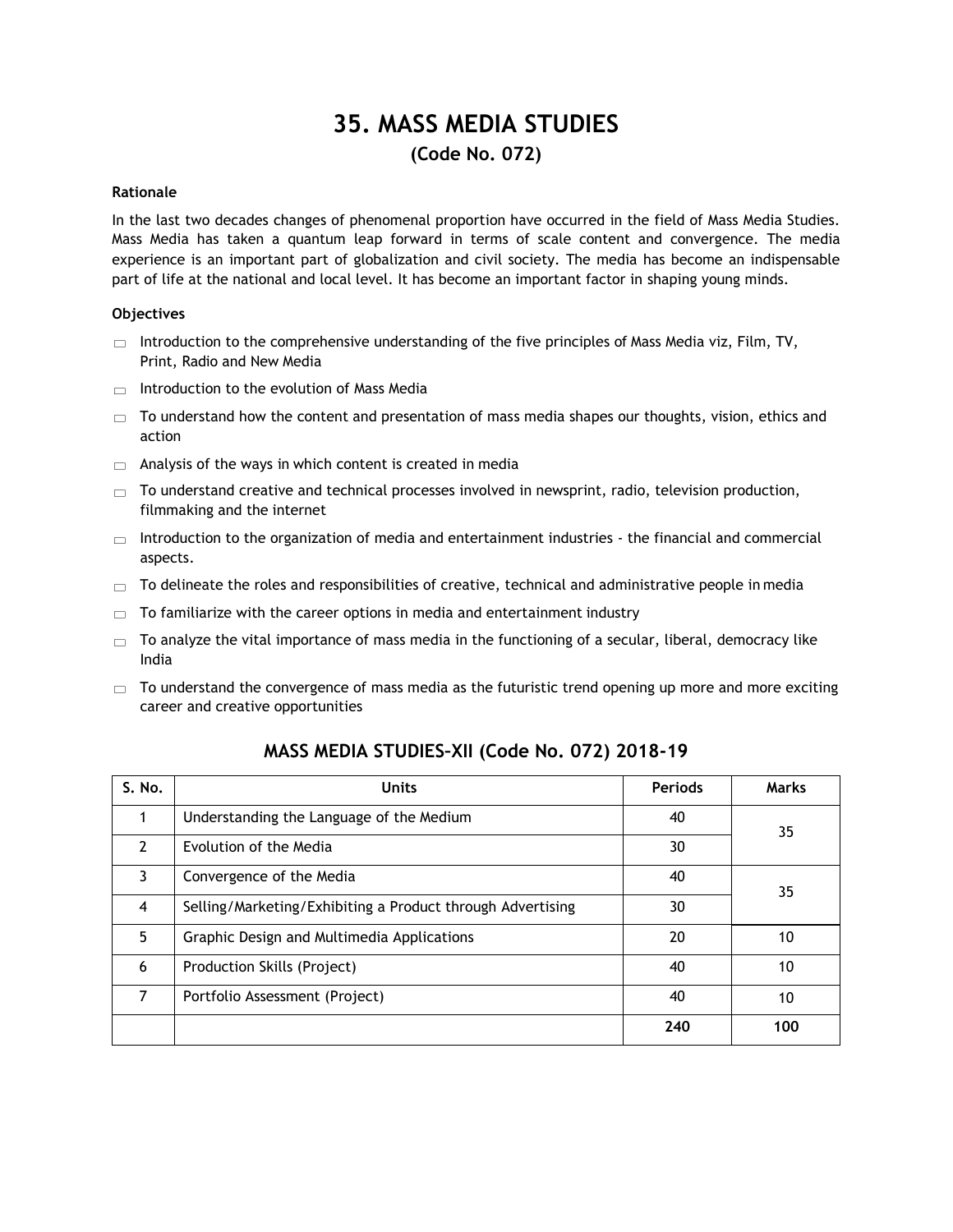# 35. MASS MEDIA STUDIES

## (Code No. 072)

**Rationale**

In the last two decades changes of phenomenal proportion have occurred in the field of Mass Media Studies. Mass Media has taken a quantum leap forward in terms of scale content and convergence. The media experience is an important part of globalization and civil society. The media has become an indispensable part of life at the national and local level. It has become an important factor in shaping young minds.

**Objectives**

- Introduction to the comprehensive understanding of the five principles of Mass Media viz, Film, TV, Print, Radio and New Media
- Introduction to the evolution of Mass Media
- To understand how the content and presentation of mass media shapes our thoughts, vision, ethics and action
- Analysis of the ways in which content is created in media
- To understand creative and technical processes involved in newsprint, radio, television production, filmmaking and the internet
- Introduction to the organization of media and entertainment industries - the financial and commercial aspects.
- To delineate the roles and responsibilities of creative, technical and administrative people in media
- To familiarize with the career options in media and entertainment industry
- To analyze the vital importance of mass media in the functioning of a secular, liberal, democracy like India
- To understand the convergence of mass media as the futuristic trend opening up more and more exciting career and creative opportunities

## MASS MEDIA STUDIES–XII (Code No. 072) 2018-19

| S. No. | Units | Periods | Marks |
|---|---|---|---|
| 1 | Understanding the Language of the Medium | 40 | 35 |
| 2 | Evolution of the Media | 30 | |
| 3 | Convergence of the Media | 40 | 35 |
| 4 | Selling/Marketing/Exhibiting a Product through Advertising | 30 | |
| 5 | Graphic Design and Multimedia Applications | 20 | 10 |
| 6 | Production Skills (Project) | 40 | 10 |
| 7 | Portfolio Assessment (Project) | 40 | 10 |
| | | **240** | **100** |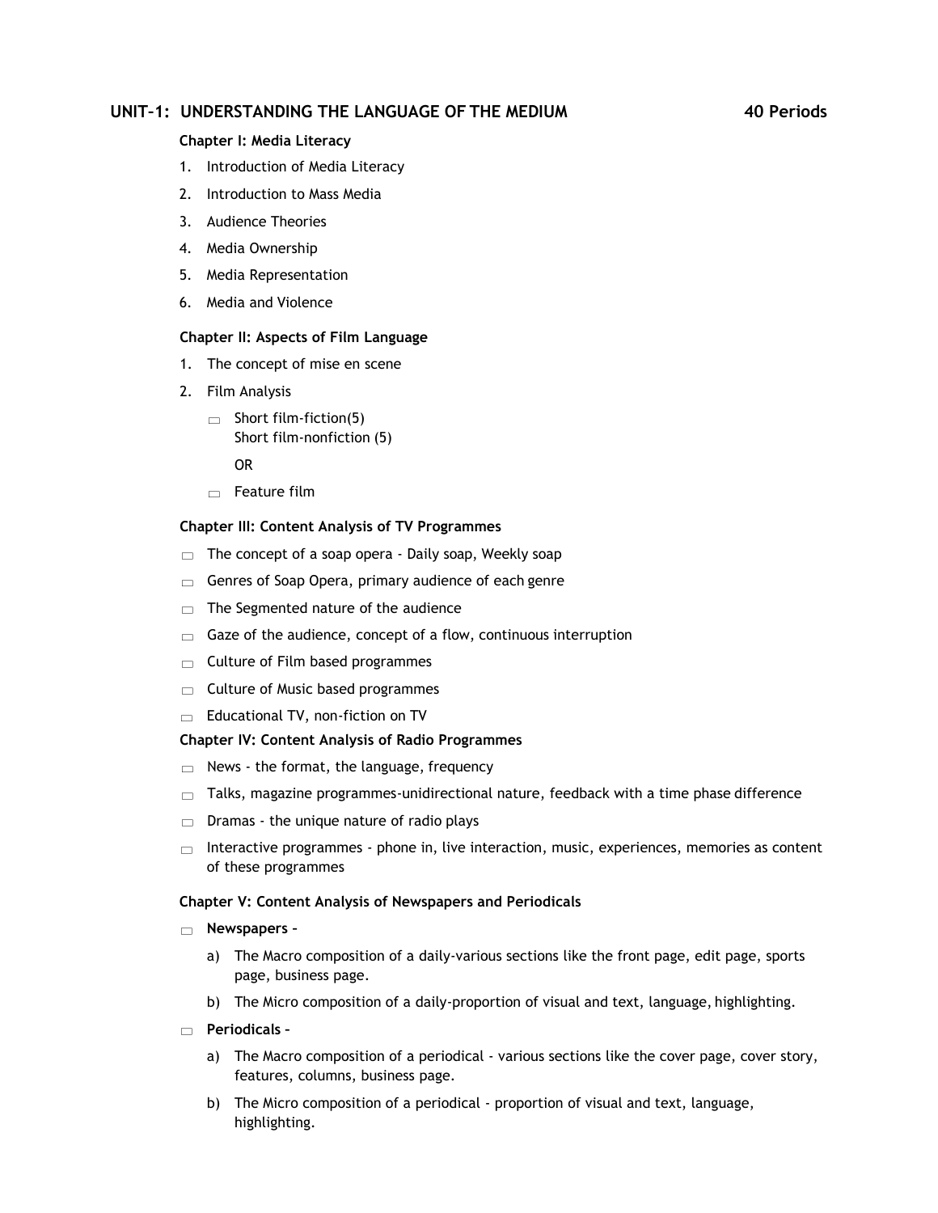## UNIT–1: UNDERSTANDING THE LANGUAGE OF THE MEDIUM — 40 Periods

### Chapter I: Media Literacy

1. Introduction of Media Literacy
2. Introduction to Mass Media
3. Audience Theories
4. Media Ownership
5. Media Representation
6. Media and Violence

### Chapter II: Aspects of Film Language

1. The concept of mise en scene
2. Film Analysis
   - Short film-fiction(5)
     Short film-nonfiction (5)

     OR
   - Feature film

### Chapter III: Content Analysis of TV Programmes

- The concept of a soap opera - Daily soap, Weekly soap
- Genres of Soap Opera, primary audience of each genre
- The Segmented nature of the audience
- Gaze of the audience, concept of a flow, continuous interruption
- Culture of Film based programmes
- Culture of Music based programmes
- Educational TV, non-fiction on TV

### Chapter IV: Content Analysis of Radio Programmes

- News - the format, the language, frequency
- Talks, magazine programmes-unidirectional nature, feedback with a time phase difference
- Dramas - the unique nature of radio plays
- Interactive programmes - phone in, live interaction, music, experiences, memories as content of these programmes

### Chapter V: Content Analysis of Newspapers and Periodicals

- **Newspapers –**
  a) The Macro composition of a daily-various sections like the front page, edit page, sports page, business page.
  b) The Micro composition of a daily-proportion of visual and text, language, highlighting.
- **Periodicals –**
  a) The Macro composition of a periodical - various sections like the cover page, cover story, features, columns, business page.
  b) The Micro composition of a periodical - proportion of visual and text, language, highlighting.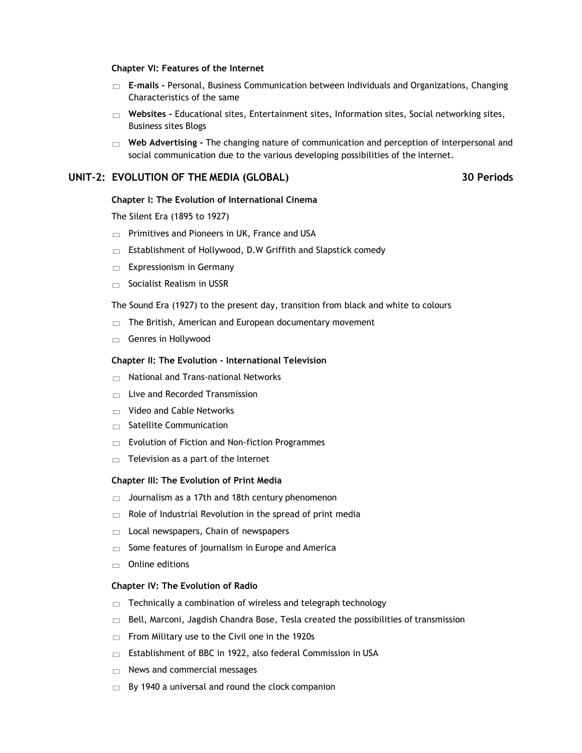#### Chapter VI: Features of the Internet

- **E-mails -** Personal, Business Communication between Individuals and Organizations, Changing Characteristics of the same
- **Websites -** Educational sites, Entertainment sites, Information sites, Social networking sites, Business sites Blogs
- **Web Advertising -** The changing nature of communication and perception of interpersonal and social communication due to the various developing possibilities of the internet.

### UNIT–2: EVOLUTION OF THE MEDIA (GLOBAL) — 30 Periods

#### Chapter I: The Evolution of International Cinema

The Silent Era (1895 to 1927)

- Primitives and Pioneers in UK, France and USA
- Establishment of Hollywood, D.W Griffith and Slapstick comedy
- Expressionism in Germany
- Socialist Realism in USSR

The Sound Era (1927) to the present day, transition from black and white to colours

- The British, American and European documentary movement
- Genres in Hollywood

#### Chapter II: The Evolution - International Television

- National and Trans-national Networks
- Live and Recorded Transmission
- Video and Cable Networks
- Satellite Communication
- Evolution of Fiction and Non-fiction Programmes
- Television as a part of the Internet

#### Chapter III: The Evolution of Print Media

- Journalism as a 17th and 18th century phenomenon
- Role of Industrial Revolution in the spread of print media
- Local newspapers, Chain of newspapers
- Some features of journalism in Europe and America
- Online editions

#### Chapter IV: The Evolution of Radio

- Technically a combination of wireless and telegraph technology
- Bell, Marconi, Jagdish Chandra Bose, Tesla created the possibilities of transmission
- From Military use to the Civil one in the 1920s
- Establishment of BBC in 1922, also federal Commission in USA
- News and commercial messages
- By 1940 a universal and round the clock companion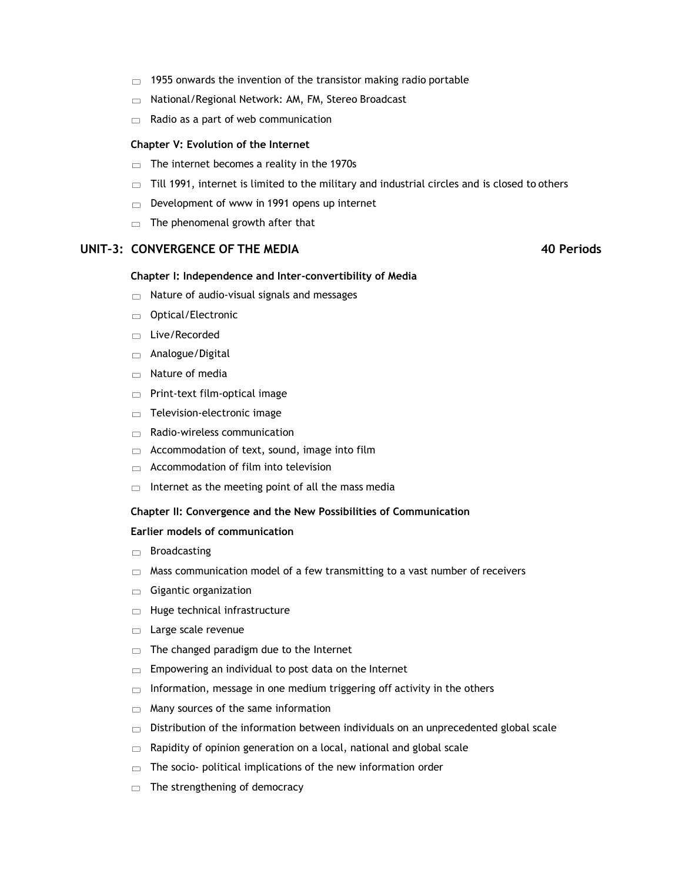- 1955 onwards the invention of the transistor making radio portable
- National/Regional Network: AM, FM, Stereo Broadcast
- Radio as a part of web communication

**Chapter V: Evolution of the Internet**

- The internet becomes a reality in the 1970s
- Till 1991, internet is limited to the military and industrial circles and is closed to others
- Development of www in 1991 opens up internet
- The phenomenal growth after that

## UNIT–3: CONVERGENCE OF THE MEDIA — 40 Periods

**Chapter I: Independence and Inter-convertibility of Media**

- Nature of audio-visual signals and messages
- Optical/Electronic
- Live/Recorded
- Analogue/Digital
- Nature of media
- Print-text film-optical image
- Television-electronic image
- Radio-wireless communication
- Accommodation of text, sound, image into film
- Accommodation of film into television
- Internet as the meeting point of all the mass media

**Chapter II: Convergence and the New Possibilities of Communication**

**Earlier models of communication**

- Broadcasting
- Mass communication model of a few transmitting to a vast number of receivers
- Gigantic organization
- Huge technical infrastructure
- Large scale revenue
- The changed paradigm due to the Internet
- Empowering an individual to post data on the Internet
- Information, message in one medium triggering off activity in the others
- Many sources of the same information
- Distribution of the information between individuals on an unprecedented global scale
- Rapidity of opinion generation on a local, national and global scale
- The socio- political implications of the new information order
- The strengthening of democracy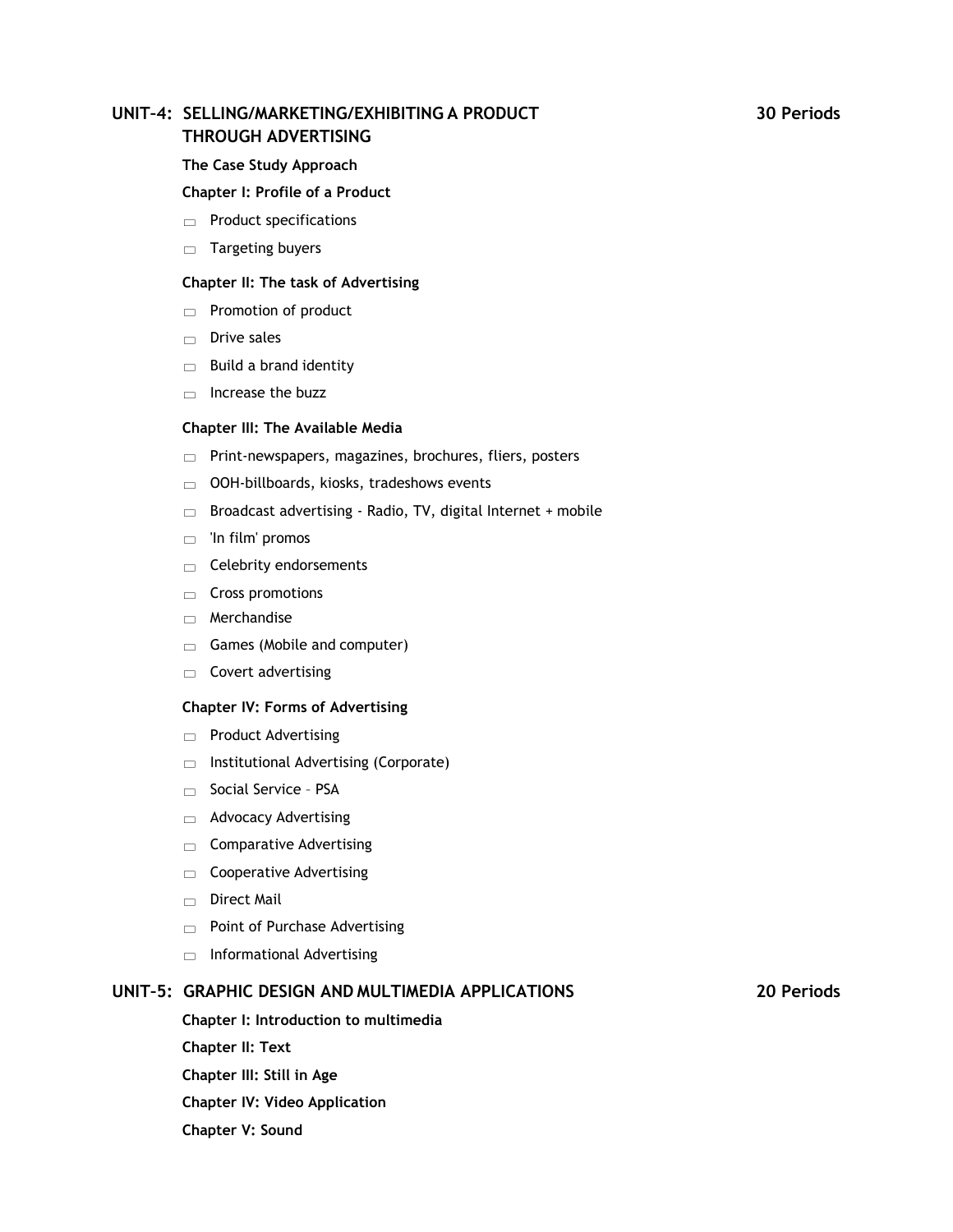## UNIT–4: SELLING/MARKETING/EXHIBITING A PRODUCT THROUGH ADVERTISING — 30 Periods

**The Case Study Approach**

**Chapter I: Profile of a Product**

- Product specifications
- Targeting buyers

**Chapter II: The task of Advertising**

- Promotion of product
- Drive sales
- Build a brand identity
- Increase the buzz

**Chapter III: The Available Media**

- Print-newspapers, magazines, brochures, fliers, posters
- OOH-billboards, kiosks, tradeshows events
- Broadcast advertising - Radio, TV, digital Internet + mobile
- 'In film' promos
- Celebrity endorsements
- Cross promotions
- Merchandise
- Games (Mobile and computer)
- Covert advertising

**Chapter IV: Forms of Advertising**

- Product Advertising
- Institutional Advertising (Corporate)
- Social Service – PSA
- Advocacy Advertising
- Comparative Advertising
- Cooperative Advertising
- Direct Mail
- Point of Purchase Advertising
- Informational Advertising

## UNIT–5: GRAPHIC DESIGN AND MULTIMEDIA APPLICATIONS — 20 Periods

**Chapter I: Introduction to multimedia**

**Chapter II: Text**

**Chapter III: Still in Age**

**Chapter IV: Video Application**

**Chapter V: Sound**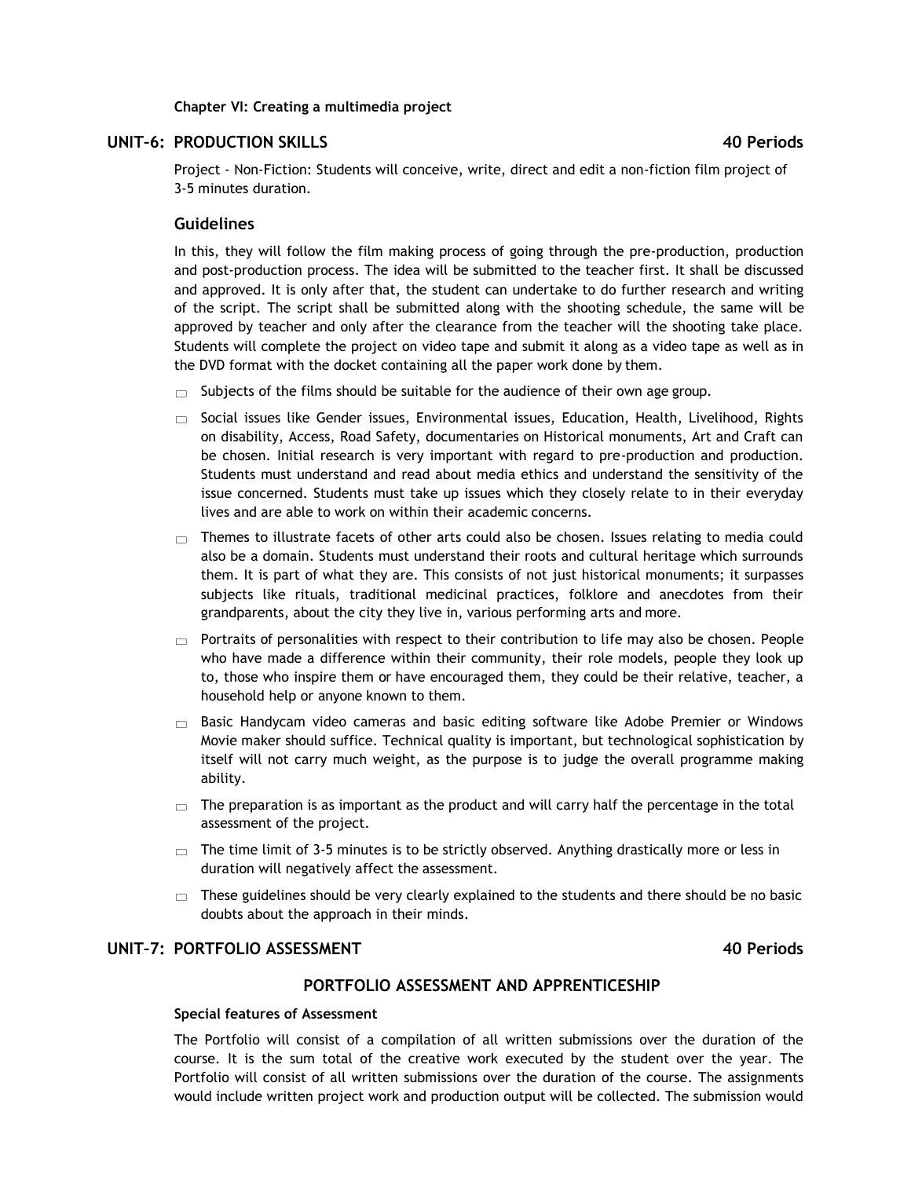**Chapter VI: Creating a multimedia project**

## UNIT–6: PRODUCTION SKILLS 40 Periods

Project - Non-Fiction: Students will conceive, write, direct and edit a non-fiction film project of 3-5 minutes duration.

### Guidelines

In this, they will follow the film making process of going through the pre-production, production and post-production process. The idea will be submitted to the teacher first. It shall be discussed and approved. It is only after that, the student can undertake to do further research and writing of the script. The script shall be submitted along with the shooting schedule, the same will be approved by teacher and only after the clearance from the teacher will the shooting take place. Students will complete the project on video tape and submit it along as a video tape as well as in the DVD format with the docket containing all the paper work done by them.

- Subjects of the films should be suitable for the audience of their own age group.
- Social issues like Gender issues, Environmental issues, Education, Health, Livelihood, Rights on disability, Access, Road Safety, documentaries on Historical monuments, Art and Craft can be chosen. Initial research is very important with regard to pre-production and production. Students must understand and read about media ethics and understand the sensitivity of the issue concerned. Students must take up issues which they closely relate to in their everyday lives and are able to work on within their academic concerns.
- Themes to illustrate facets of other arts could also be chosen. Issues relating to media could also be a domain. Students must understand their roots and cultural heritage which surrounds them. It is part of what they are. This consists of not just historical monuments; it surpasses subjects like rituals, traditional medicinal practices, folklore and anecdotes from their grandparents, about the city they live in, various performing arts and more.
- Portraits of personalities with respect to their contribution to life may also be chosen. People who have made a difference within their community, their role models, people they look up to, those who inspire them or have encouraged them, they could be their relative, teacher, a household help or anyone known to them.
- Basic Handycam video cameras and basic editing software like Adobe Premier or Windows Movie maker should suffice. Technical quality is important, but technological sophistication by itself will not carry much weight, as the purpose is to judge the overall programme making ability.
- The preparation is as important as the product and will carry half the percentage in the total assessment of the project.
- The time limit of 3-5 minutes is to be strictly observed. Anything drastically more or less in duration will negatively affect the assessment.
- These guidelines should be very clearly explained to the students and there should be no basic doubts about the approach in their minds.

## UNIT–7: PORTFOLIO ASSESSMENT 40 Periods

### PORTFOLIO ASSESSMENT AND APPRENTICESHIP

**Special features of Assessment**

The Portfolio will consist of a compilation of all written submissions over the duration of the course. It is the sum total of the creative work executed by the student over the year. The Portfolio will consist of all written submissions over the duration of the course. The assignments would include written project work and production output will be collected. The submission would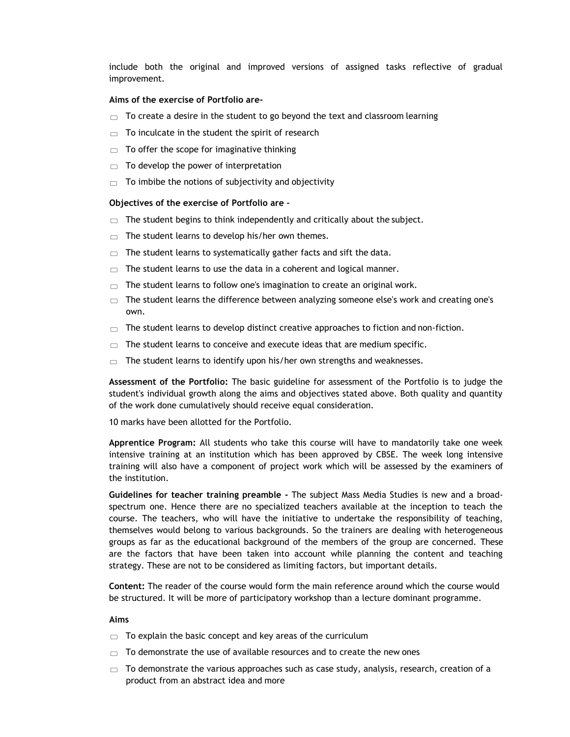include both the original and improved versions of assigned tasks reflective of gradual improvement.

**Aims of the exercise of Portfolio are-**

- To create a desire in the student to go beyond the text and classroom learning
- To inculcate in the student the spirit of research
- To offer the scope for imaginative thinking
- To develop the power of interpretation
- To imbibe the notions of subjectivity and objectivity

**Objectives of the exercise of Portfolio are –**

- The student begins to think independently and critically about the subject.
- The student learns to develop his/her own themes.
- The student learns to systematically gather facts and sift the data.
- The student learns to use the data in a coherent and logical manner.
- The student learns to follow one's imagination to create an original work.
- The student learns the difference between analyzing someone else's work and creating one's own.
- The student learns to develop distinct creative approaches to fiction and non-fiction.
- The student learns to conceive and execute ideas that are medium specific.
- The student learns to identify upon his/her own strengths and weaknesses.

**Assessment of the Portfolio:** The basic guideline for assessment of the Portfolio is to judge the student's individual growth along the aims and objectives stated above. Both quality and quantity of the work done cumulatively should receive equal consideration.

10 marks have been allotted for the Portfolio.

**Apprentice Program:** All students who take this course will have to mandatorily take one week intensive training at an institution which has been approved by CBSE. The week long intensive training will also have a component of project work which will be assessed by the examiners of the institution.

**Guidelines for teacher training preamble -** The subject Mass Media Studies is new and a broad-spectrum one. Hence there are no specialized teachers available at the inception to teach the course. The teachers, who will have the initiative to undertake the responsibility of teaching, themselves would belong to various backgrounds. So the trainers are dealing with heterogeneous groups as far as the educational background of the members of the group are concerned. These are the factors that have been taken into account while planning the content and teaching strategy. These are not to be considered as limiting factors, but important details.

**Content:** The reader of the course would form the main reference around which the course would be structured. It will be more of participatory workshop than a lecture dominant programme.

**Aims**

- To explain the basic concept and key areas of the curriculum
- To demonstrate the use of available resources and to create the new ones
- To demonstrate the various approaches such as case study, analysis, research, creation of a product from an abstract idea and more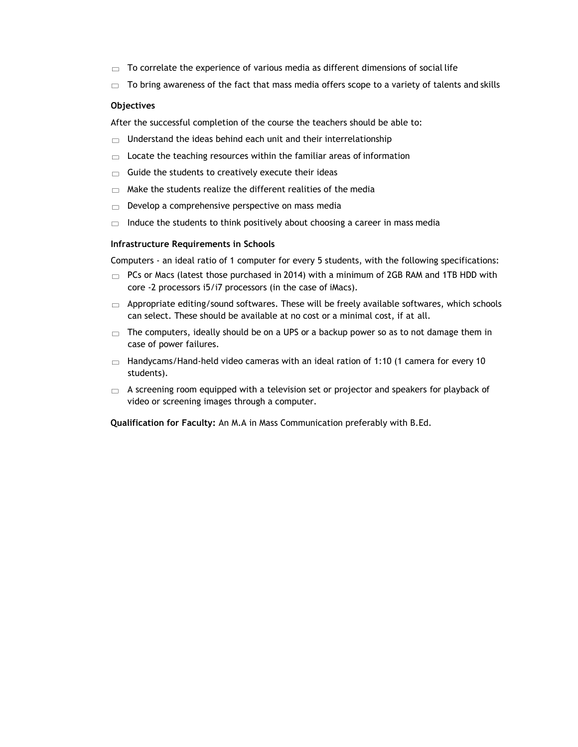- To correlate the experience of various media as different dimensions of social life
- To bring awareness of the fact that mass media offers scope to a variety of talents and skills

**Objectives**

After the successful completion of the course the teachers should be able to:

- Understand the ideas behind each unit and their interrelationship
- Locate the teaching resources within the familiar areas of information
- Guide the students to creatively execute their ideas
- Make the students realize the different realities of the media
- Develop a comprehensive perspective on mass media
- Induce the students to think positively about choosing a career in mass media

**Infrastructure Requirements in Schools**

Computers - an ideal ratio of 1 computer for every 5 students, with the following specifications:

- PCs or Macs (latest those purchased in 2014) with a minimum of 2GB RAM and 1TB HDD with core -2 processors i5/i7 processors (in the case of iMacs).
- Appropriate editing/sound softwares. These will be freely available softwares, which schools can select. These should be available at no cost or a minimal cost, if at all.
- The computers, ideally should be on a UPS or a backup power so as to not damage them in case of power failures.
- Handycams/Hand-held video cameras with an ideal ration of 1:10 (1 camera for every 10 students).
- A screening room equipped with a television set or projector and speakers for playback of video or screening images through a computer.

**Qualification for Faculty:** An M.A in Mass Communication preferably with B.Ed.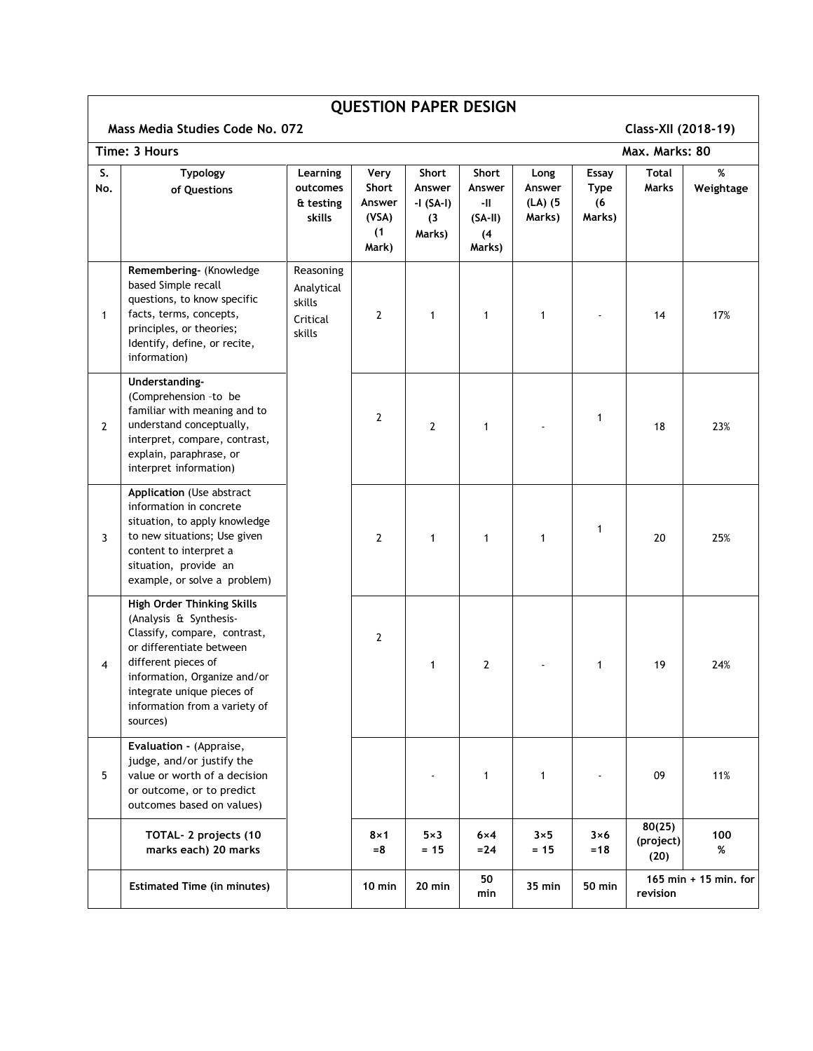# QUESTION PAPER DESIGN

**Mass Media Studies Code No. 072** **Class-XII (2018-19)**

**Time: 3 Hours** **Max. Marks: 80**

| S. No. | Typology of Questions | Learning outcomes & testing skills | Very Short Answer (VSA) (1 Mark) | Short Answer -I (SA-I) (3 Marks) | Short Answer -II (SA-II) (4 Marks) | Long Answer (LA) (5 Marks) | Essay Type (6 Marks) | Total Marks | % Weightage |
|---|---|---|---|---|---|---|---|---|---|
| 1 | **Remembering-** (Knowledge based Simple recall questions, to know specific facts, terms, concepts, principles, or theories; Identify, define, or recite, information) | Reasoning Analytical skills Critical skills | 2 | 1 | 1 | 1 | - | 14 | 17% |
| 2 | **Understanding-** (Comprehension –to be familiar with meaning and to understand conceptually, interpret, compare, contrast, explain, paraphrase, or interpret information) | | 2 | 2 | 1 | - | 1 | 18 | 23% |
| 3 | **Application** (Use abstract information in concrete situation, to apply knowledge to new situations; Use given content to interpret a situation, provide an example, or solve a problem) | | 2 | 1 | 1 | 1 | 1 | 20 | 25% |
| 4 | **High Order Thinking Skills** (Analysis & Synthesis- Classify, compare, contrast, or differentiate between different pieces of information, Organize and/or integrate unique pieces of information from a variety of sources) | | 2 | 1 | 2 | - | 1 | 19 | 24% |
| 5 | **Evaluation -** (Appraise, judge, and/or justify the value or worth of a decision or outcome, or to predict outcomes based on values) | | | - | 1 | 1 | - | 09 | 11% |
| | **TOTAL- 2 projects (10 marks each) 20 marks** | | **8×1 =8** | **5×3 = 15** | **6×4 =24** | **3×5 = 15** | **3×6 =18** | **80(25) (project) (20)** | **100 %** |
| | **Estimated Time (in minutes)** | | **10 min** | **20 min** | **50 min** | **35 min** | **50 min** | **165 min + 15 min. for revision** | |